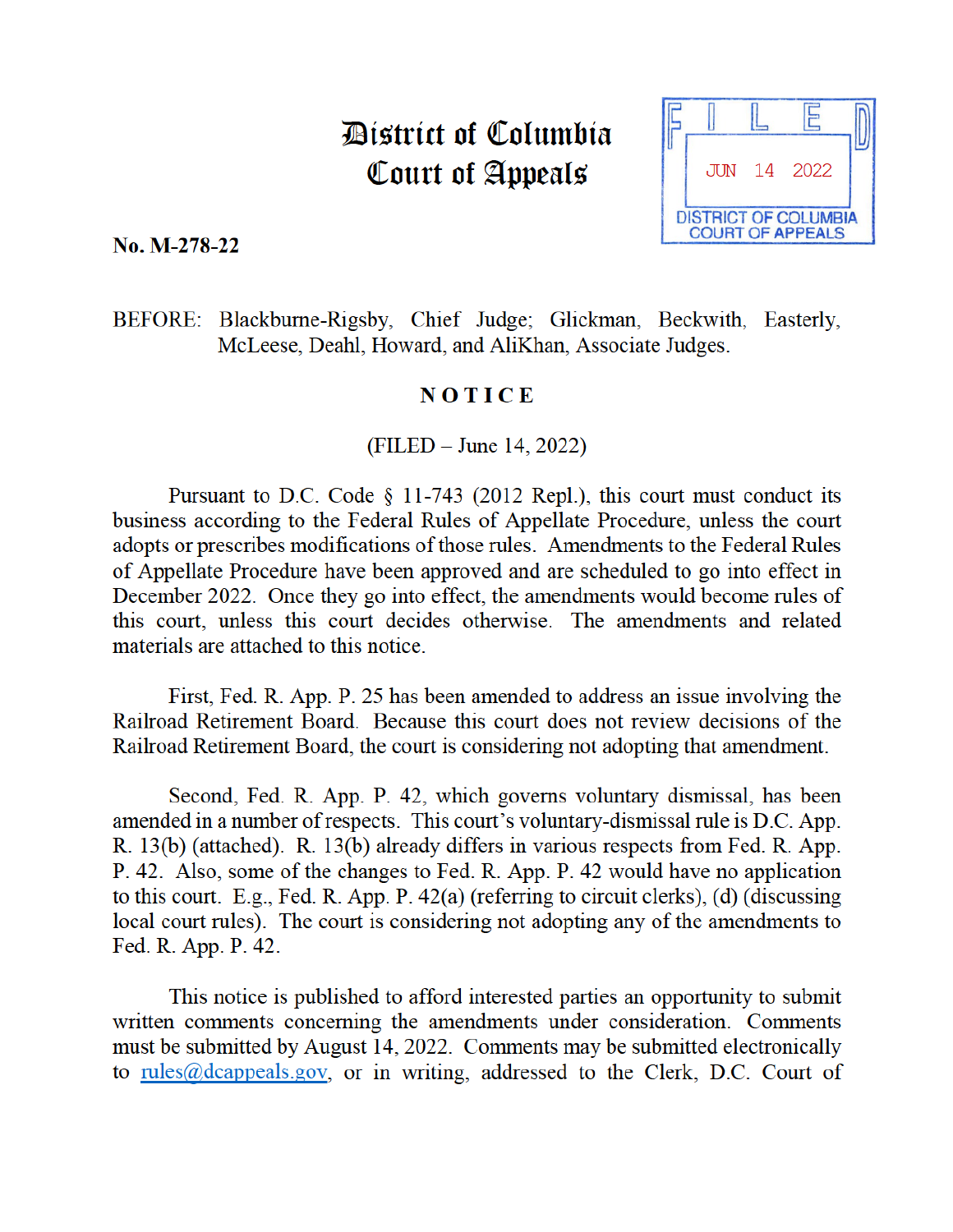# District of Columbia Court of Appeals

FILED
JUN 14 2022
DISTRICT OF COLUMBIA COURT OF APPEALS

**No. M-278-22**

BEFORE: Blackburne-Rigsby, Chief Judge; Glickman, Beckwith, Easterly, McLeese, Deahl, Howard, and AliKhan, Associate Judges.

## NOTICE

(FILED – June 14, 2022)

Pursuant to D.C. Code § 11-743 (2012 Repl.), this court must conduct its business according to the Federal Rules of Appellate Procedure, unless the court adopts or prescribes modifications of those rules. Amendments to the Federal Rules of Appellate Procedure have been approved and are scheduled to go into effect in December 2022. Once they go into effect, the amendments would become rules of this court, unless this court decides otherwise. The amendments and related materials are attached to this notice.

First, Fed. R. App. P. 25 has been amended to address an issue involving the Railroad Retirement Board. Because this court does not review decisions of the Railroad Retirement Board, the court is considering not adopting that amendment.

Second, Fed. R. App. P. 42, which governs voluntary dismissal, has been amended in a number of respects. This court's voluntary-dismissal rule is D.C. App. R. 13(b) (attached). R. 13(b) already differs in various respects from Fed. R. App. P. 42. Also, some of the changes to Fed. R. App. P. 42 would have no application to this court. E.g., Fed. R. App. P. 42(a) (referring to circuit clerks), (d) (discussing local court rules). The court is considering not adopting any of the amendments to Fed. R. App. P. 42.

This notice is published to afford interested parties an opportunity to submit written comments concerning the amendments under consideration. Comments must be submitted by August 14, 2022. Comments may be submitted electronically to rules@dcappeals.gov, or in writing, addressed to the Clerk, D.C. Court of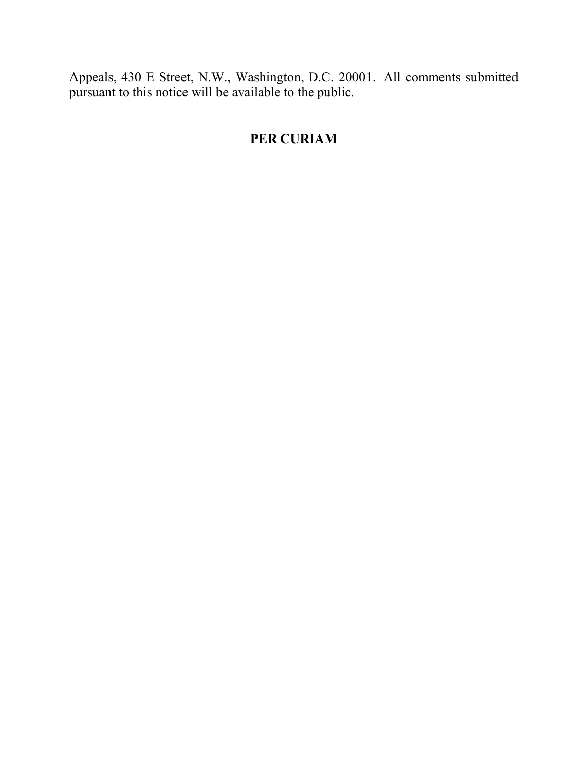Appeals, 430 E Street, N.W., Washington, D.C. 20001. All comments submitted pursuant to this notice will be available to the public.

**PER CURIAM**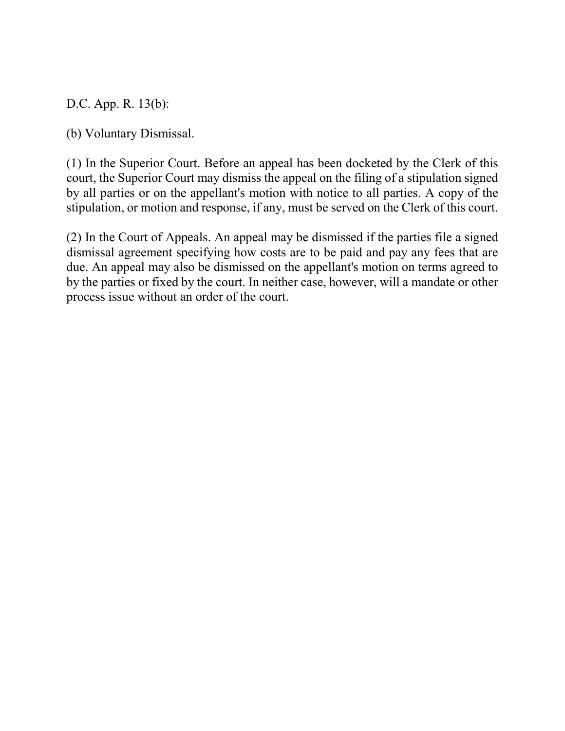D.C. App. R. 13(b):

(b) Voluntary Dismissal.

(1) In the Superior Court. Before an appeal has been docketed by the Clerk of this court, the Superior Court may dismiss the appeal on the filing of a stipulation signed by all parties or on the appellant's motion with notice to all parties. A copy of the stipulation, or motion and response, if any, must be served on the Clerk of this court.

(2) In the Court of Appeals. An appeal may be dismissed if the parties file a signed dismissal agreement specifying how costs are to be paid and pay any fees that are due. An appeal may also be dismissed on the appellant's motion on terms agreed to by the parties or fixed by the court. In neither case, however, will a mandate or other process issue without an order of the court.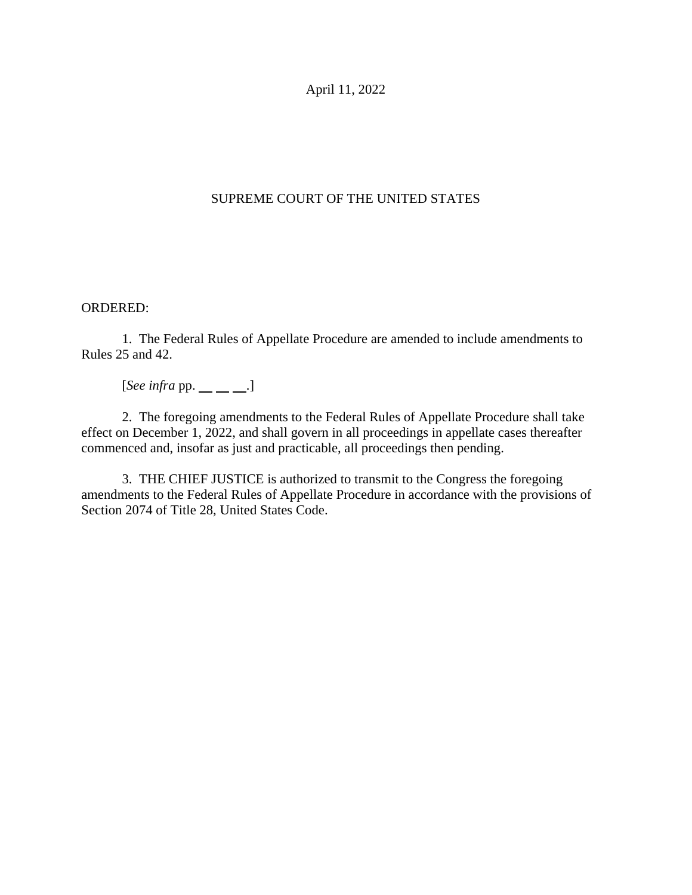April 11, 2022

SUPREME COURT OF THE UNITED STATES

ORDERED:

1. The Federal Rules of Appellate Procedure are amended to include amendments to Rules 25 and 42.

[*See infra* pp. __ __ __.]

2. The foregoing amendments to the Federal Rules of Appellate Procedure shall take effect on December 1, 2022, and shall govern in all proceedings in appellate cases thereafter commenced and, insofar as just and practicable, all proceedings then pending.

3. THE CHIEF JUSTICE is authorized to transmit to the Congress the foregoing amendments to the Federal Rules of Appellate Procedure in accordance with the provisions of Section 2074 of Title 28, United States Code.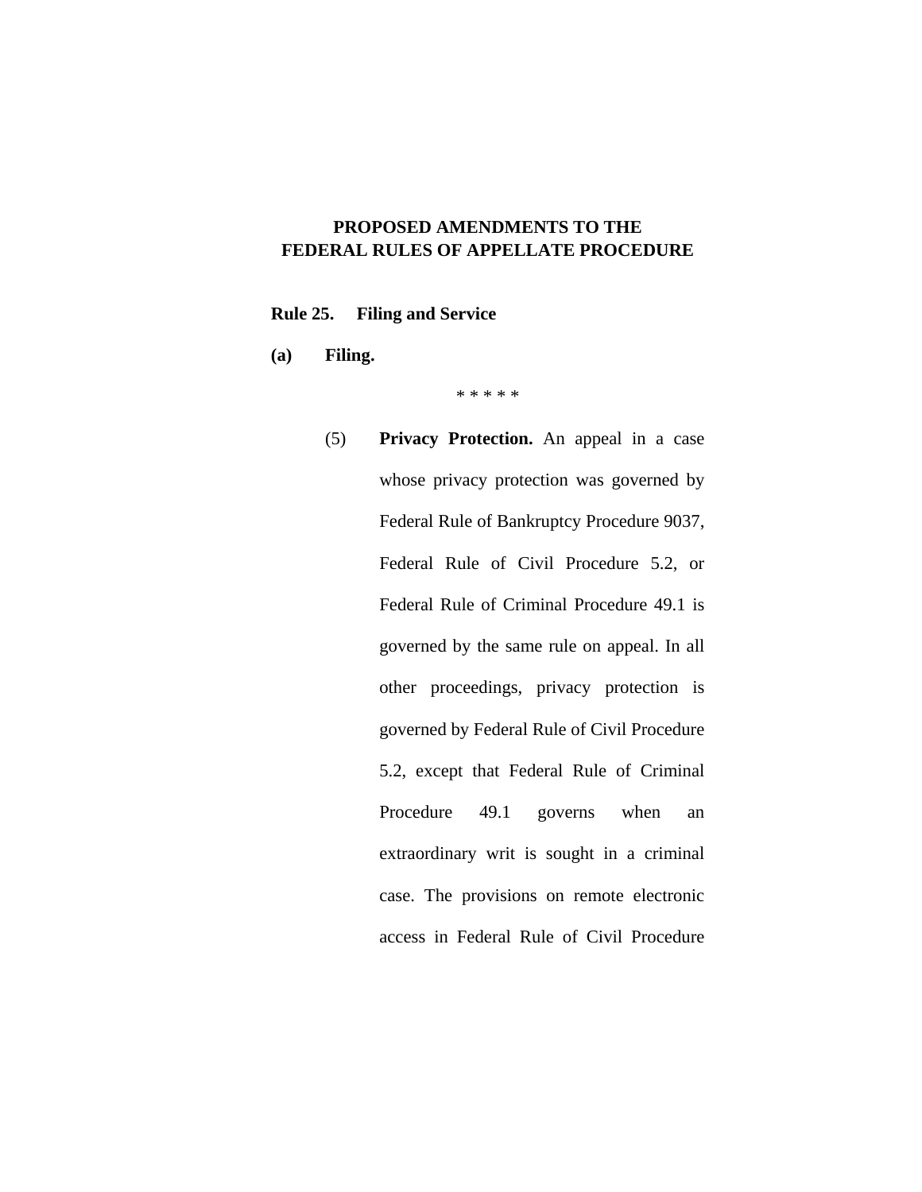**PROPOSED AMENDMENTS TO THE FEDERAL RULES OF APPELLATE PROCEDURE**

**Rule 25. Filing and Service**

**(a) Filing.**

\* \* \* \* \*

(5) **Privacy Protection.** An appeal in a case whose privacy protection was governed by Federal Rule of Bankruptcy Procedure 9037, Federal Rule of Civil Procedure 5.2, or Federal Rule of Criminal Procedure 49.1 is governed by the same rule on appeal. In all other proceedings, privacy protection is governed by Federal Rule of Civil Procedure 5.2, except that Federal Rule of Criminal Procedure 49.1 governs when an extraordinary writ is sought in a criminal case. The provisions on remote electronic access in Federal Rule of Civil Procedure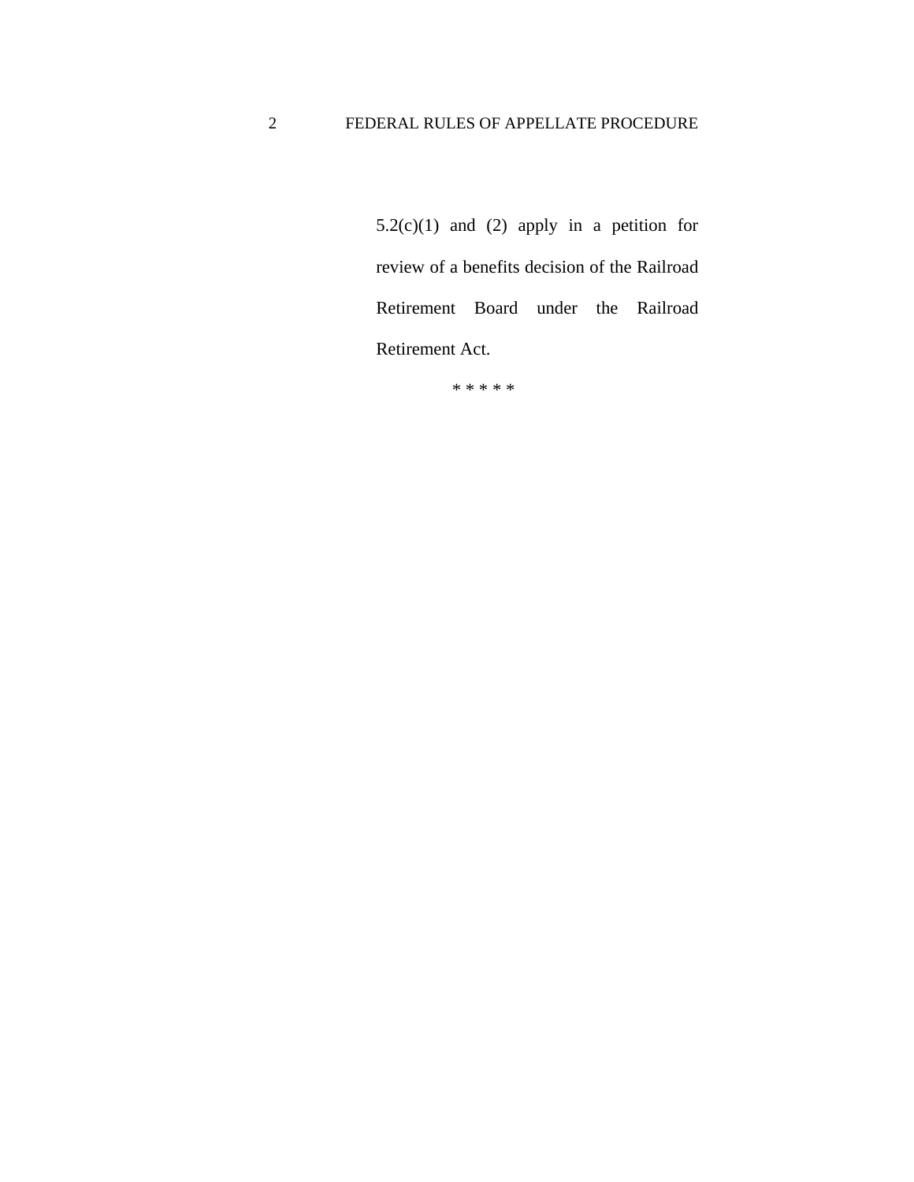5.2(c)(1) and (2) apply in a petition for review of a benefits decision of the Railroad Retirement Board under the Railroad Retirement Act.

* * * * *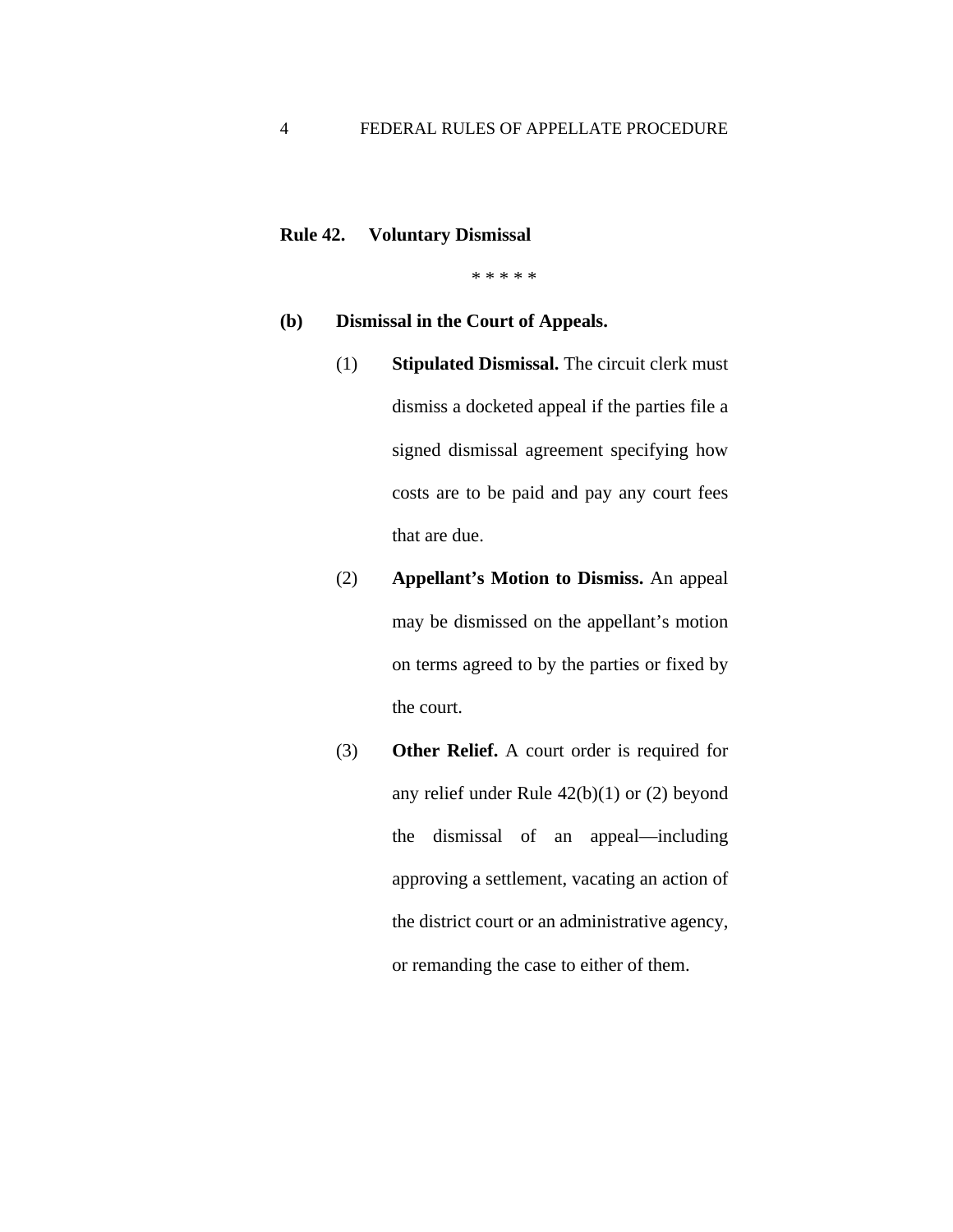**Rule 42. Voluntary Dismissal**

\* \* \* \* \*

**(b) Dismissal in the Court of Appeals.**

(1) **Stipulated Dismissal.** The circuit clerk must dismiss a docketed appeal if the parties file a signed dismissal agreement specifying how costs are to be paid and pay any court fees that are due.

(2) **Appellant's Motion to Dismiss.** An appeal may be dismissed on the appellant's motion on terms agreed to by the parties or fixed by the court.

(3) **Other Relief.** A court order is required for any relief under Rule 42(b)(1) or (2) beyond the dismissal of an appeal—including approving a settlement, vacating an action of the district court or an administrative agency, or remanding the case to either of them.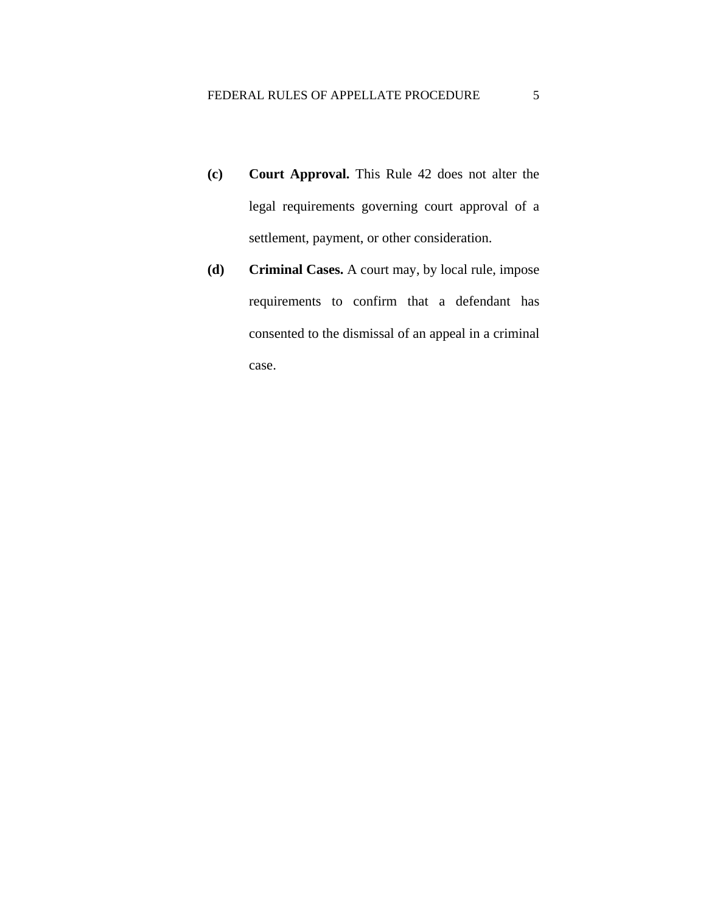**(c)** **Court Approval.** This Rule 42 does not alter the legal requirements governing court approval of a settlement, payment, or other consideration.

**(d)** **Criminal Cases.** A court may, by local rule, impose requirements to confirm that a defendant has consented to the dismissal of an appeal in a criminal case.